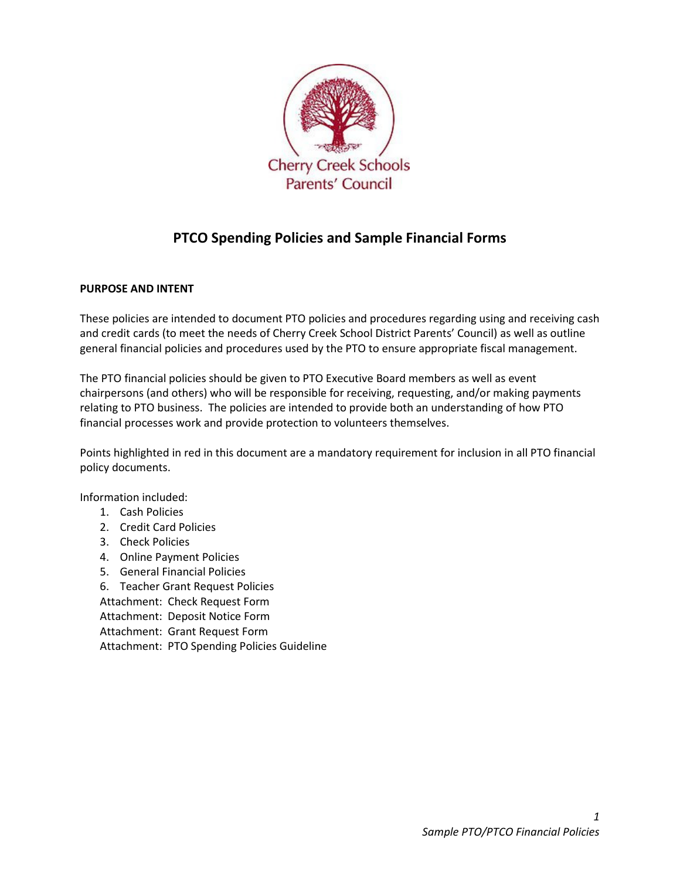Cherry Creek Schools
Parents' Council

# PTCO Spending Policies and Sample Financial Forms

**PURPOSE AND INTENT**

These policies are intended to document PTO policies and procedures regarding using and receiving cash and credit cards (to meet the needs of Cherry Creek School District Parents' Council) as well as outline general financial policies and procedures used by the PTO to ensure appropriate fiscal management.

The PTO financial policies should be given to PTO Executive Board members as well as event chairpersons (and others) who will be responsible for receiving, requesting, and/or making payments relating to PTO business. The policies are intended to provide both an understanding of how PTO financial processes work and provide protection to volunteers themselves.

Points highlighted in red in this document are a mandatory requirement for inclusion in all PTO financial policy documents.

Information included:

1. Cash Policies
2. Credit Card Policies
3. Check Policies
4. Online Payment Policies
5. General Financial Policies
6. Teacher Grant Request Policies

Attachment: Check Request Form
Attachment: Deposit Notice Form
Attachment: Grant Request Form
Attachment: PTO Spending Policies Guideline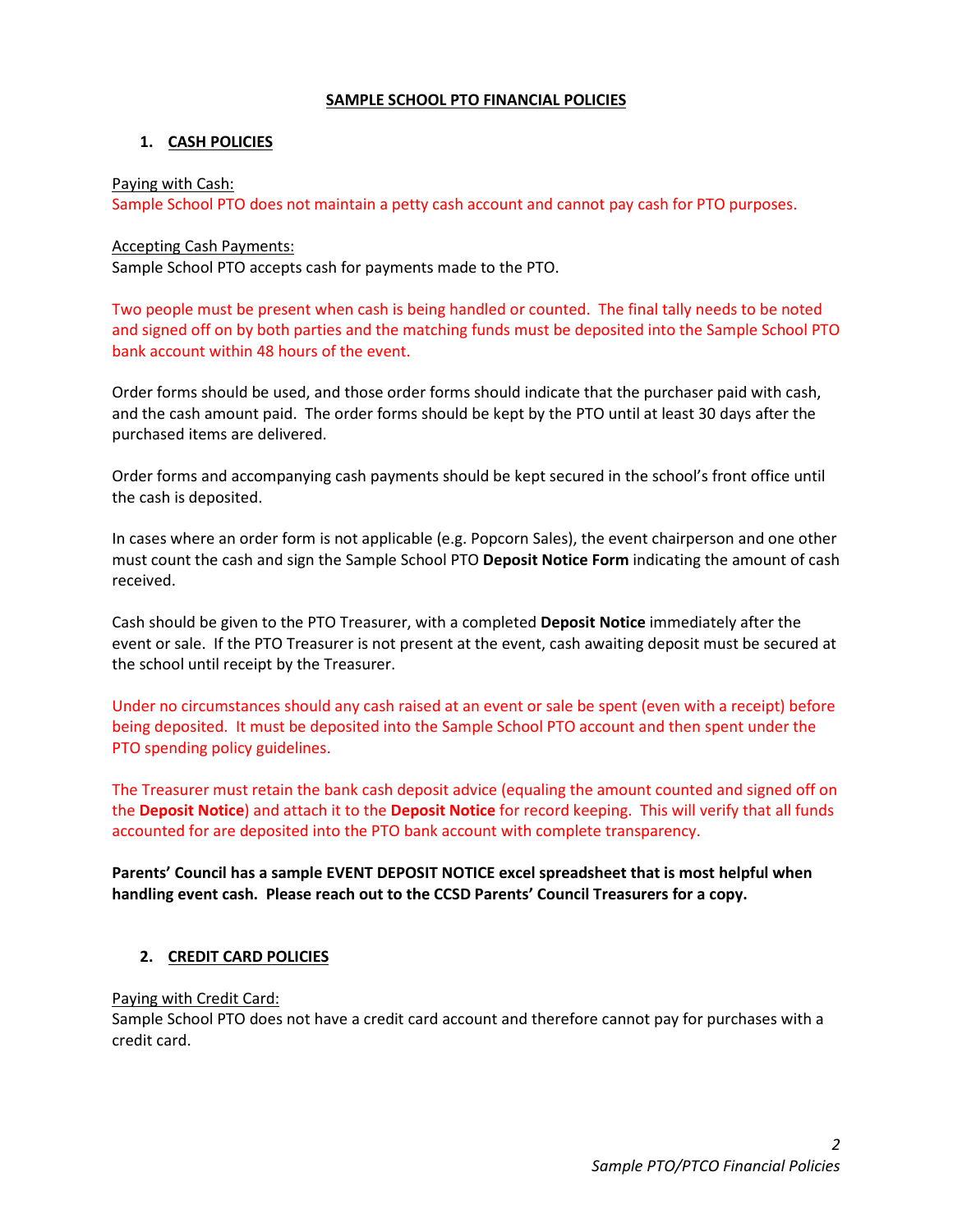**SAMPLE SCHOOL PTO FINANCIAL POLICIES**

## 1. CASH POLICIES

Paying with Cash:

Sample School PTO does not maintain a petty cash account and cannot pay cash for PTO purposes.

Accepting Cash Payments:

Sample School PTO accepts cash for payments made to the PTO.

Two people must be present when cash is being handled or counted. The final tally needs to be noted and signed off on by both parties and the matching funds must be deposited into the Sample School PTO bank account within 48 hours of the event.

Order forms should be used, and those order forms should indicate that the purchaser paid with cash, and the cash amount paid. The order forms should be kept by the PTO until at least 30 days after the purchased items are delivered.

Order forms and accompanying cash payments should be kept secured in the school's front office until the cash is deposited.

In cases where an order form is not applicable (e.g. Popcorn Sales), the event chairperson and one other must count the cash and sign the Sample School PTO **Deposit Notice Form** indicating the amount of cash received.

Cash should be given to the PTO Treasurer, with a completed **Deposit Notice** immediately after the event or sale. If the PTO Treasurer is not present at the event, cash awaiting deposit must be secured at the school until receipt by the Treasurer.

Under no circumstances should any cash raised at an event or sale be spent (even with a receipt) before being deposited. It must be deposited into the Sample School PTO account and then spent under the PTO spending policy guidelines.

The Treasurer must retain the bank cash deposit advice (equaling the amount counted and signed off on the **Deposit Notice**) and attach it to the **Deposit Notice** for record keeping. This will verify that all funds accounted for are deposited into the PTO bank account with complete transparency.

**Parents' Council has a sample EVENT DEPOSIT NOTICE excel spreadsheet that is most helpful when handling event cash. Please reach out to the CCSD Parents' Council Treasurers for a copy.**

## 2. CREDIT CARD POLICIES

Paying with Credit Card:

Sample School PTO does not have a credit card account and therefore cannot pay for purchases with a credit card.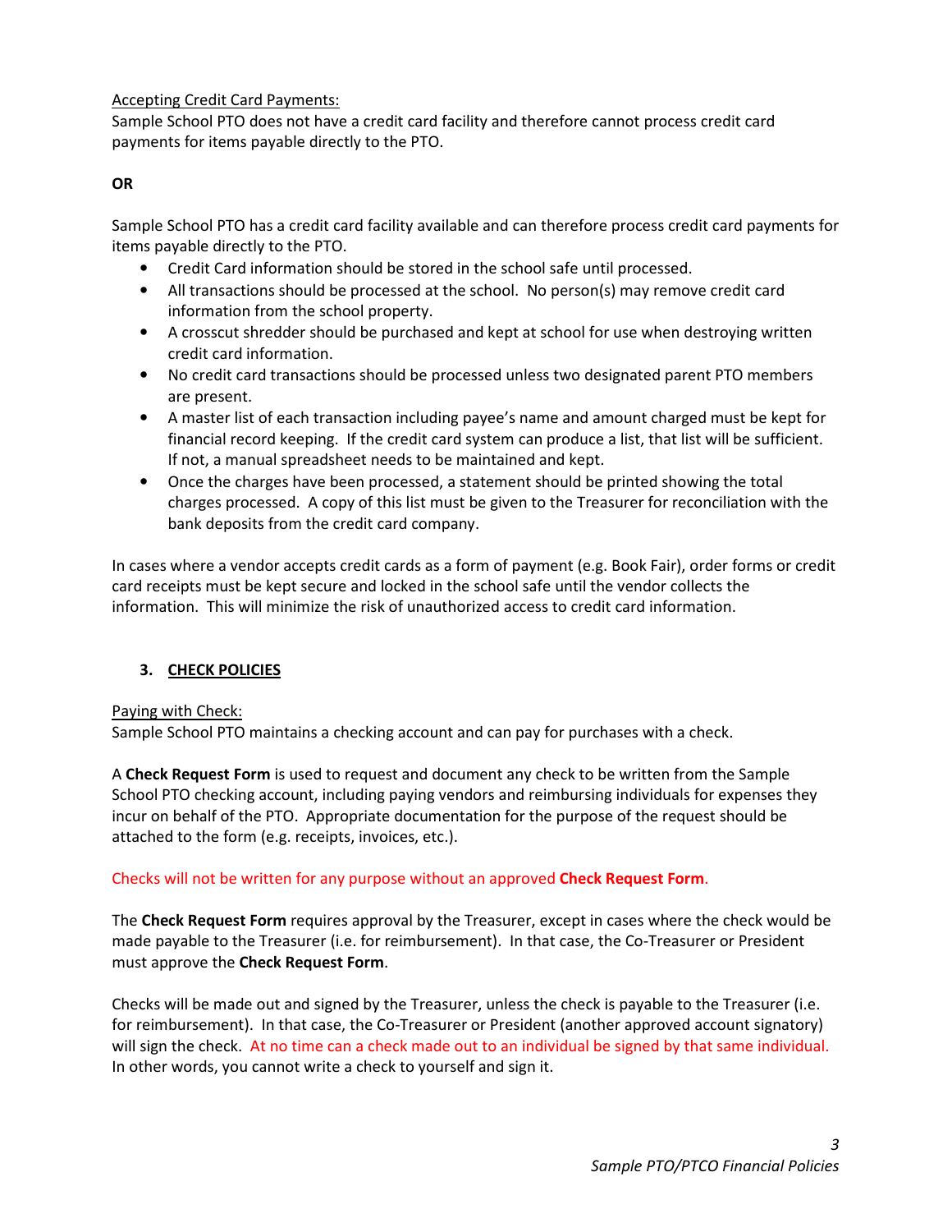Accepting Credit Card Payments:

Sample School PTO does not have a credit card facility and therefore cannot process credit card payments for items payable directly to the PTO.

**OR**

Sample School PTO has a credit card facility available and can therefore process credit card payments for items payable directly to the PTO.

- Credit Card information should be stored in the school safe until processed.
- All transactions should be processed at the school. No person(s) may remove credit card information from the school property.
- A crosscut shredder should be purchased and kept at school for use when destroying written credit card information.
- No credit card transactions should be processed unless two designated parent PTO members are present.
- A master list of each transaction including payee's name and amount charged must be kept for financial record keeping. If the credit card system can produce a list, that list will be sufficient. If not, a manual spreadsheet needs to be maintained and kept.
- Once the charges have been processed, a statement should be printed showing the total charges processed. A copy of this list must be given to the Treasurer for reconciliation with the bank deposits from the credit card company.

In cases where a vendor accepts credit cards as a form of payment (e.g. Book Fair), order forms or credit card receipts must be kept secure and locked in the school safe until the vendor collects the information. This will minimize the risk of unauthorized access to credit card information.

## 3. CHECK POLICIES

Paying with Check:

Sample School PTO maintains a checking account and can pay for purchases with a check.

A **Check Request Form** is used to request and document any check to be written from the Sample School PTO checking account, including paying vendors and reimbursing individuals for expenses they incur on behalf of the PTO. Appropriate documentation for the purpose of the request should be attached to the form (e.g. receipts, invoices, etc.).

Checks will not be written for any purpose without an approved **Check Request Form**.

The **Check Request Form** requires approval by the Treasurer, except in cases where the check would be made payable to the Treasurer (i.e. for reimbursement). In that case, the Co-Treasurer or President must approve the **Check Request Form**.

Checks will be made out and signed by the Treasurer, unless the check is payable to the Treasurer (i.e. for reimbursement). In that case, the Co-Treasurer or President (another approved account signatory) will sign the check. At no time can a check made out to an individual be signed by that same individual. In other words, you cannot write a check to yourself and sign it.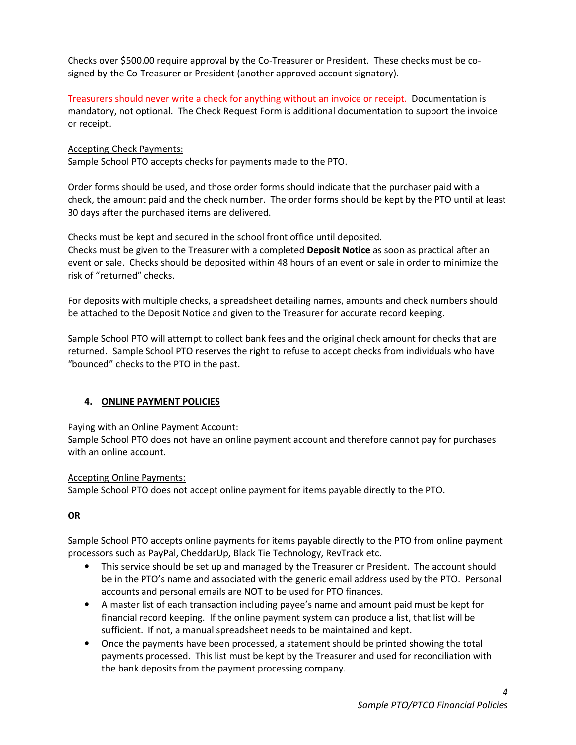Checks over $500.00 require approval by the Co-Treasurer or President. These checks must be co-signed by the Co-Treasurer or President (another approved account signatory).

Treasurers should never write a check for anything without an invoice or receipt. Documentation is mandatory, not optional. The Check Request Form is additional documentation to support the invoice or receipt.

Accepting Check Payments:
Sample School PTO accepts checks for payments made to the PTO.

Order forms should be used, and those order forms should indicate that the purchaser paid with a check, the amount paid and the check number. The order forms should be kept by the PTO until at least 30 days after the purchased items are delivered.

Checks must be kept and secured in the school front office until deposited.
Checks must be given to the Treasurer with a completed **Deposit Notice** as soon as practical after an event or sale. Checks should be deposited within 48 hours of an event or sale in order to minimize the risk of "returned" checks.

For deposits with multiple checks, a spreadsheet detailing names, amounts and check numbers should be attached to the Deposit Notice and given to the Treasurer for accurate record keeping.

Sample School PTO will attempt to collect bank fees and the original check amount for checks that are returned. Sample School PTO reserves the right to refuse to accept checks from individuals who have "bounced" checks to the PTO in the past.

## 4. ONLINE PAYMENT POLICIES

Paying with an Online Payment Account:
Sample School PTO does not have an online payment account and therefore cannot pay for purchases with an online account.

Accepting Online Payments:
Sample School PTO does not accept online payment for items payable directly to the PTO.

**OR**

Sample School PTO accepts online payments for items payable directly to the PTO from online payment processors such as PayPal, CheddarUp, Black Tie Technology, RevTrack etc.

- This service should be set up and managed by the Treasurer or President. The account should be in the PTO's name and associated with the generic email address used by the PTO. Personal accounts and personal emails are NOT to be used for PTO finances.
- A master list of each transaction including payee's name and amount paid must be kept for financial record keeping. If the online payment system can produce a list, that list will be sufficient. If not, a manual spreadsheet needs to be maintained and kept.
- Once the payments have been processed, a statement should be printed showing the total payments processed. This list must be kept by the Treasurer and used for reconciliation with the bank deposits from the payment processing company.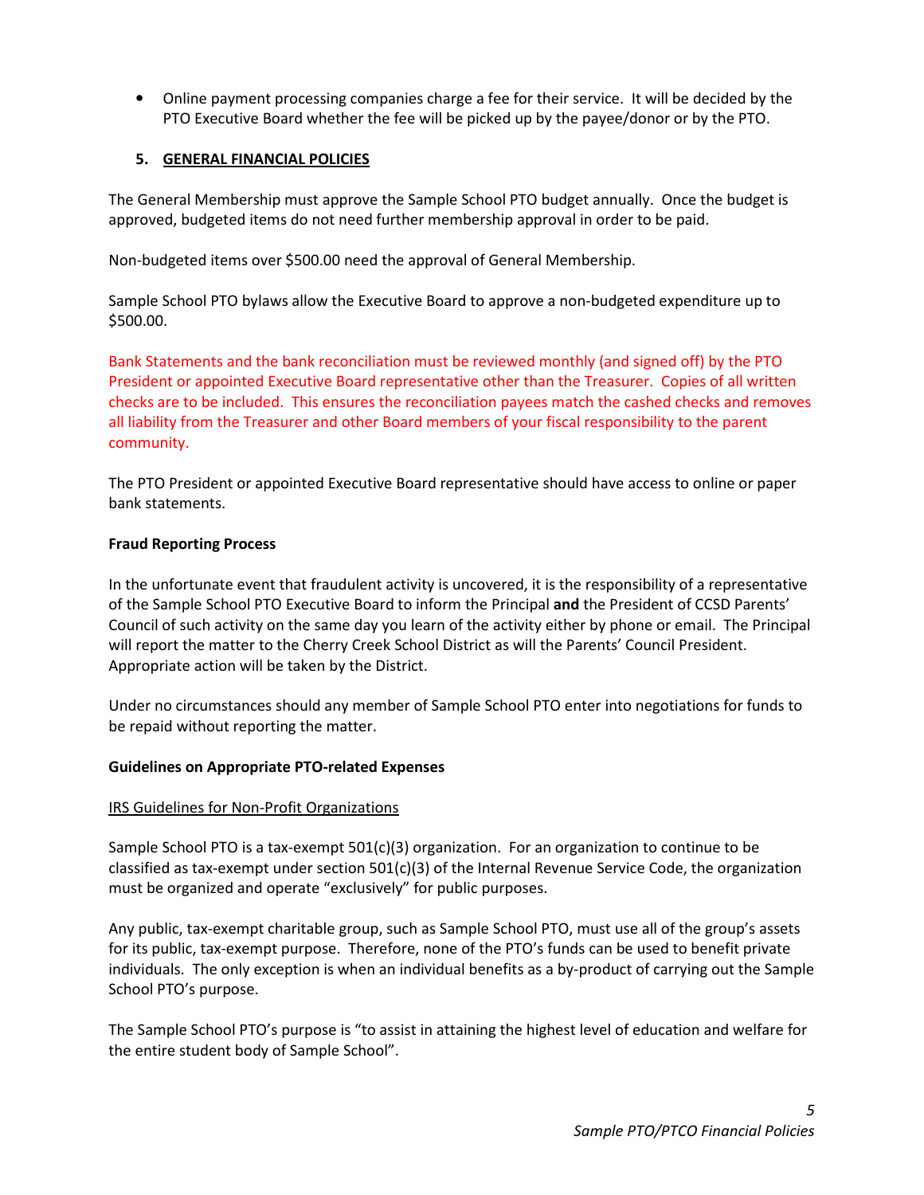- Online payment processing companies charge a fee for their service. It will be decided by the PTO Executive Board whether the fee will be picked up by the payee/donor or by the PTO.

## 5. GENERAL FINANCIAL POLICIES

The General Membership must approve the Sample School PTO budget annually. Once the budget is approved, budgeted items do not need further membership approval in order to be paid.

Non-budgeted items over $500.00 need the approval of General Membership.

Sample School PTO bylaws allow the Executive Board to approve a non-budgeted expenditure up to $500.00.

Bank Statements and the bank reconciliation must be reviewed monthly (and signed off) by the PTO President or appointed Executive Board representative other than the Treasurer. Copies of all written checks are to be included. This ensures the reconciliation payees match the cashed checks and removes all liability from the Treasurer and other Board members of your fiscal responsibility to the parent community.

The PTO President or appointed Executive Board representative should have access to online or paper bank statements.

**Fraud Reporting Process**

In the unfortunate event that fraudulent activity is uncovered, it is the responsibility of a representative of the Sample School PTO Executive Board to inform the Principal **and** the President of CCSD Parents' Council of such activity on the same day you learn of the activity either by phone or email. The Principal will report the matter to the Cherry Creek School District as will the Parents' Council President. Appropriate action will be taken by the District.

Under no circumstances should any member of Sample School PTO enter into negotiations for funds to be repaid without reporting the matter.

**Guidelines on Appropriate PTO-related Expenses**

IRS Guidelines for Non-Profit Organizations

Sample School PTO is a tax-exempt 501(c)(3) organization. For an organization to continue to be classified as tax-exempt under section 501(c)(3) of the Internal Revenue Service Code, the organization must be organized and operate "exclusively" for public purposes.

Any public, tax-exempt charitable group, such as Sample School PTO, must use all of the group's assets for its public, tax-exempt purpose. Therefore, none of the PTO's funds can be used to benefit private individuals. The only exception is when an individual benefits as a by-product of carrying out the Sample School PTO's purpose.

The Sample School PTO's purpose is "to assist in attaining the highest level of education and welfare for the entire student body of Sample School".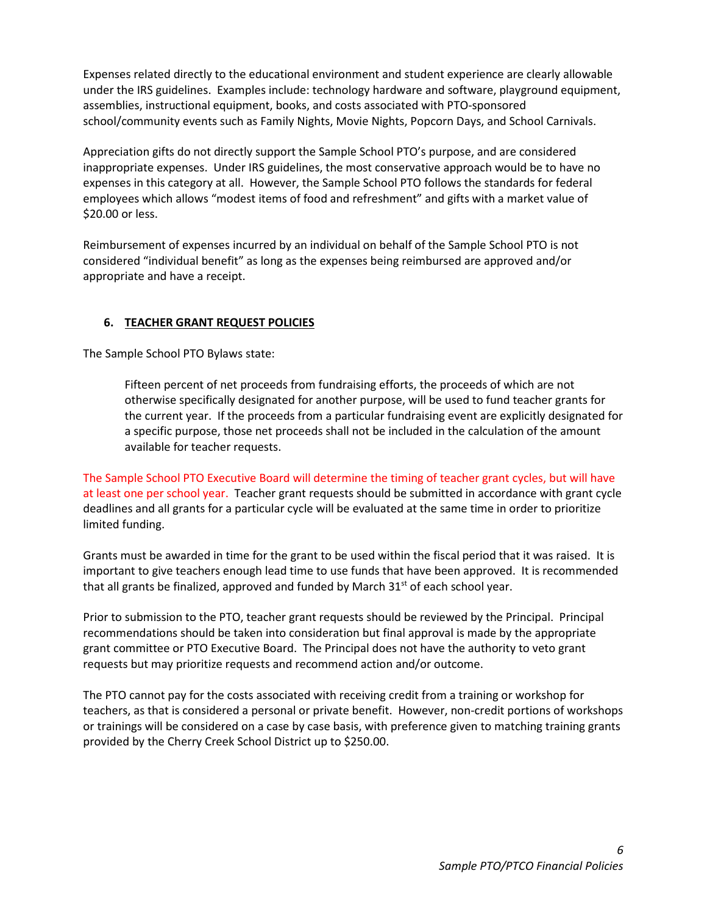Expenses related directly to the educational environment and student experience are clearly allowable under the IRS guidelines. Examples include: technology hardware and software, playground equipment, assemblies, instructional equipment, books, and costs associated with PTO-sponsored school/community events such as Family Nights, Movie Nights, Popcorn Days, and School Carnivals.

Appreciation gifts do not directly support the Sample School PTO's purpose, and are considered inappropriate expenses. Under IRS guidelines, the most conservative approach would be to have no expenses in this category at all. However, the Sample School PTO follows the standards for federal employees which allows "modest items of food and refreshment" and gifts with a market value of $20.00 or less.

Reimbursement of expenses incurred by an individual on behalf of the Sample School PTO is not considered "individual benefit" as long as the expenses being reimbursed are approved and/or appropriate and have a receipt.

## 6. TEACHER GRANT REQUEST POLICIES

The Sample School PTO Bylaws state:

> Fifteen percent of net proceeds from fundraising efforts, the proceeds of which are not otherwise specifically designated for another purpose, will be used to fund teacher grants for the current year. If the proceeds from a particular fundraising event are explicitly designated for a specific purpose, those net proceeds shall not be included in the calculation of the amount available for teacher requests.

The Sample School PTO Executive Board will determine the timing of teacher grant cycles, but will have at least one per school year. Teacher grant requests should be submitted in accordance with grant cycle deadlines and all grants for a particular cycle will be evaluated at the same time in order to prioritize limited funding.

Grants must be awarded in time for the grant to be used within the fiscal period that it was raised. It is important to give teachers enough lead time to use funds that have been approved. It is recommended that all grants be finalized, approved and funded by March 31st of each school year.

Prior to submission to the PTO, teacher grant requests should be reviewed by the Principal. Principal recommendations should be taken into consideration but final approval is made by the appropriate grant committee or PTO Executive Board. The Principal does not have the authority to veto grant requests but may prioritize requests and recommend action and/or outcome.

The PTO cannot pay for the costs associated with receiving credit from a training or workshop for teachers, as that is considered a personal or private benefit. However, non-credit portions of workshops or trainings will be considered on a case by case basis, with preference given to matching training grants provided by the Cherry Creek School District up to $250.00.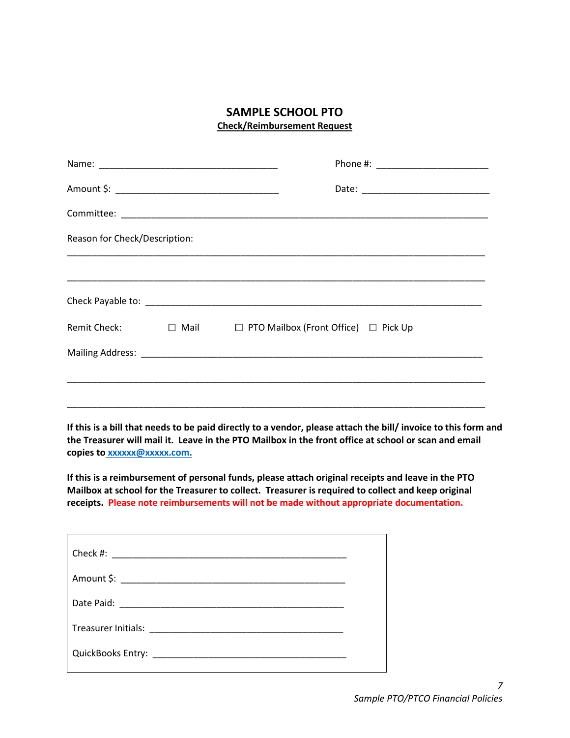## SAMPLE SCHOOL PTO

**Check/Reimbursement Request**

Name: ___________________________________ Phone #: ______________________

Amount $: ________________________________ Date: __________________________

Committee: ___________________________________________________________________________

Reason for Check/Description:

_____________________________________________________________________________________

_____________________________________________________________________________________

Check Payable to: _____________________________________________________________________

Remit Check: ☐ Mail ☐ PTO Mailbox (Front Office) ☐ Pick Up

Mailing Address: ______________________________________________________________________

_____________________________________________________________________________________

_____________________________________________________________________________________

**If this is a bill that needs to be paid directly to a vendor, please attach the bill/ invoice to this form and the Treasurer will mail it. Leave in the PTO Mailbox in the front office at school or scan and email copies to xxxxxx@xxxxx.com.**

**If this is a reimbursement of personal funds, please attach original receipts and leave in the PTO Mailbox at school for the Treasurer to collect. Treasurer is required to collect and keep original receipts. Please note reimbursements will not be made without appropriate documentation.**

Check #: _______________________________________________

Amount $: ______________________________________________

Date Paid: ______________________________________________

Treasurer Initials: ________________________________________

QuickBooks Entry: ________________________________________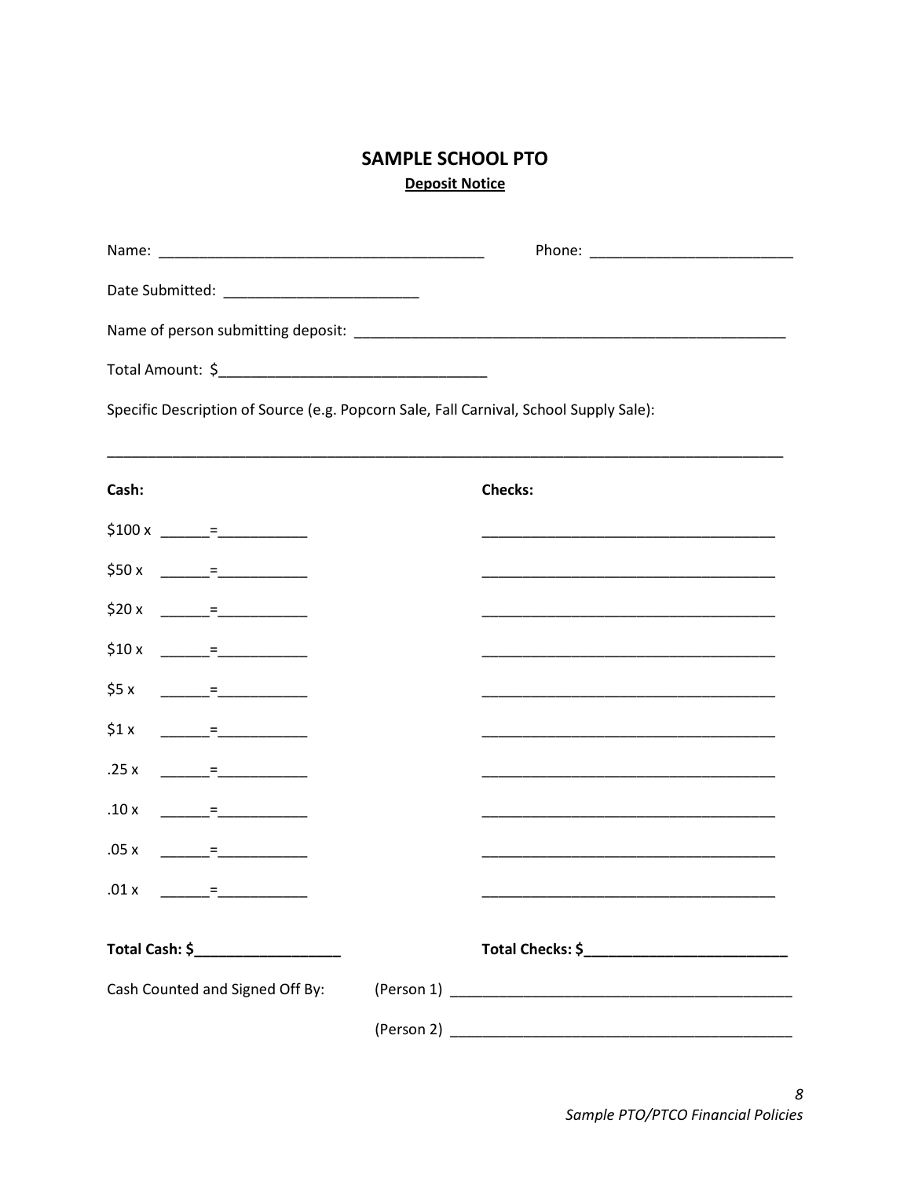# SAMPLE SCHOOL PTO

## Deposit Notice

Name: ________________________________________ Phone: ________________________

Date Submitted: _______________________

Name of person submitting deposit: _____________________________________________________

Total Amount: $________________________________

Specific Description of Source (e.g. Popcorn Sale, Fall Carnival, School Supply Sale):

_________________________________________________________________________________

| **Cash:** | **Checks:** |
|---|---|
| $100 x ______=___________ | ___________________________________ |
| $50 x ______=___________ | ___________________________________ |
| $20 x ______=___________ | ___________________________________ |
| $10 x ______=___________ | ___________________________________ |
| $5 x ______=___________ | ___________________________________ |
| $1 x ______=___________ | ___________________________________ |
| .25 x ______=___________ | ___________________________________ |
| .10 x ______=___________ | ___________________________________ |
| .05 x ______=___________ | ___________________________________ |
| .01 x ______=___________ | ___________________________________ |
| **Total Cash: $_________________** | **Total Checks: $________________________** |

Cash Counted and Signed Off By: (Person 1) ________________________________________

(Person 2) ________________________________________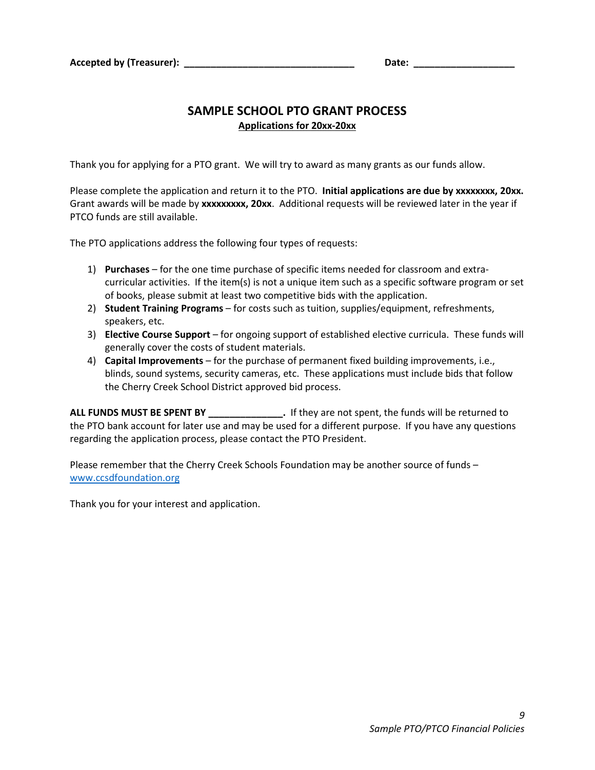**Accepted by (Treasurer): ________________________________ Date: ___________________**

## SAMPLE SCHOOL PTO GRANT PROCESS

**Applications for 20xx-20xx**

Thank you for applying for a PTO grant. We will try to award as many grants as our funds allow.

Please complete the application and return it to the PTO. **Initial applications are due by xxxxxxxx, 20xx.** Grant awards will be made by **xxxxxxxxx, 20xx**. Additional requests will be reviewed later in the year if PTCO funds are still available.

The PTO applications address the following four types of requests:

1) **Purchases** – for the one time purchase of specific items needed for classroom and extra-curricular activities. If the item(s) is not a unique item such as a specific software program or set of books, please submit at least two competitive bids with the application.
2) **Student Training Programs** – for costs such as tuition, supplies/equipment, refreshments, speakers, etc.
3) **Elective Course Support** – for ongoing support of established elective curricula. These funds will generally cover the costs of student materials.
4) **Capital Improvements** – for the purchase of permanent fixed building improvements, i.e., blinds, sound systems, security cameras, etc. These applications must include bids that follow the Cherry Creek School District approved bid process.

**ALL FUNDS MUST BE SPENT BY ______________.** If they are not spent, the funds will be returned to the PTO bank account for later use and may be used for a different purpose. If you have any questions regarding the application process, please contact the PTO President.

Please remember that the Cherry Creek Schools Foundation may be another source of funds – www.ccsdfoundation.org

Thank you for your interest and application.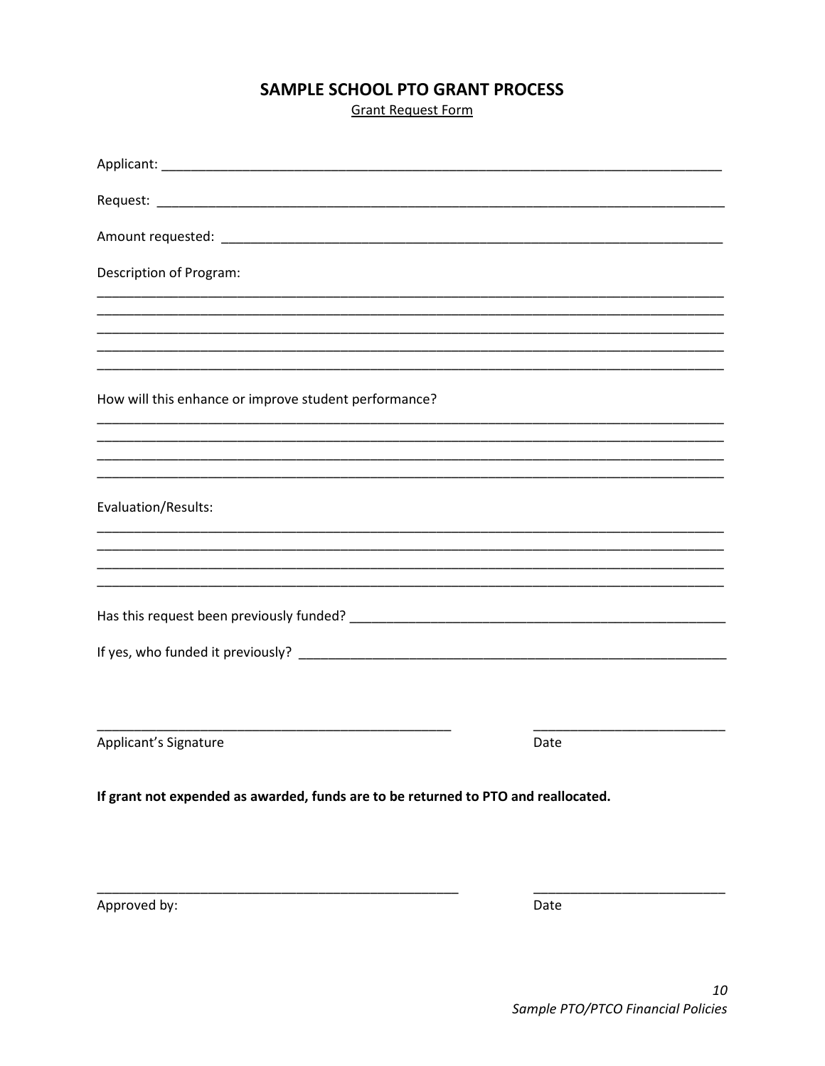# SAMPLE SCHOOL PTO GRANT PROCESS

Grant Request Form

Applicant: ___________________________________________________________________________

Request: _____________________________________________________________________________

Amount requested: ______________________________________________________________________

Description of Program:

_____________________________________________________________________________________
_____________________________________________________________________________________
_____________________________________________________________________________________
_____________________________________________________________________________________
_____________________________________________________________________________________

How will this enhance or improve student performance?

_____________________________________________________________________________________
_____________________________________________________________________________________
_____________________________________________________________________________________
_____________________________________________________________________________________

Evaluation/Results:

_____________________________________________________________________________________
_____________________________________________________________________________________
_____________________________________________________________________________________
_____________________________________________________________________________________

Has this request been previously funded? ______________________________________________________

If yes, who funded it previously? ____________________________________________________________

_______________________________________________ ___________________________

Applicant's Signature Date

**If grant not expended as awarded, funds are to be returned to PTO and reallocated.**

_______________________________________________ ___________________________

Approved by: Date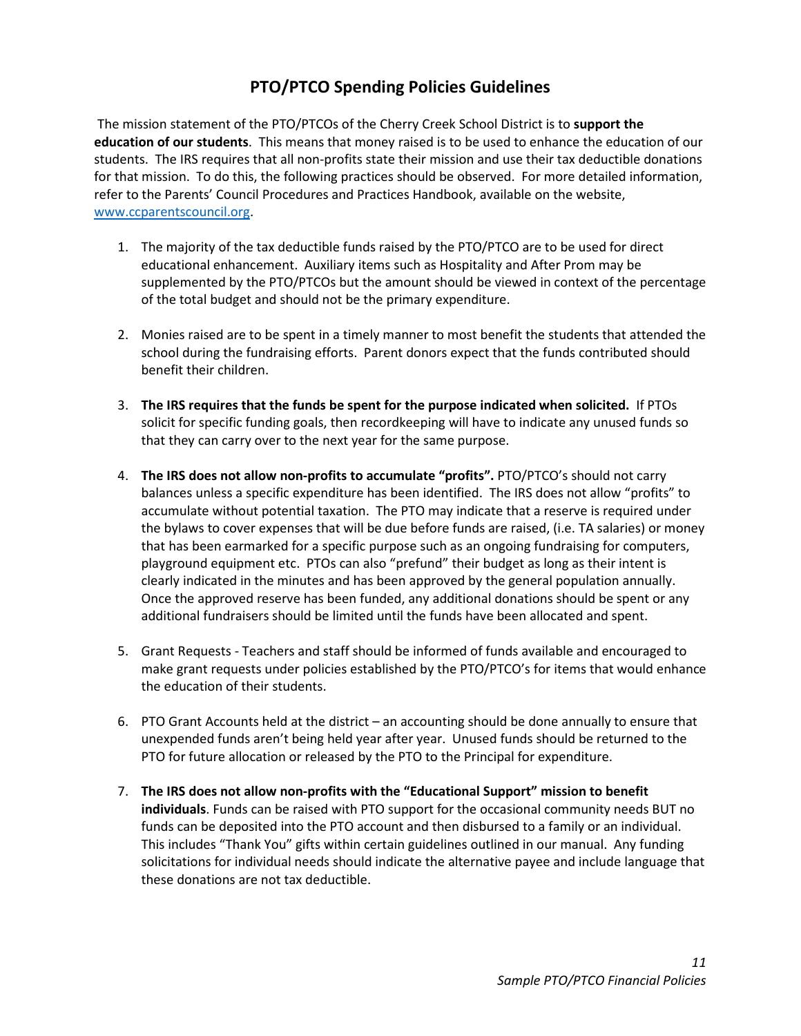## PTO/PTCO Spending Policies Guidelines

The mission statement of the PTO/PTCOs of the Cherry Creek School District is to **support the education of our students**. This means that money raised is to be used to enhance the education of our students. The IRS requires that all non-profits state their mission and use their tax deductible donations for that mission. To do this, the following practices should be observed. For more detailed information, refer to the Parents' Council Procedures and Practices Handbook, available on the website, [www.ccparentscouncil.org](http://www.ccparentscouncil.org).

1. The majority of the tax deductible funds raised by the PTO/PTCO are to be used for direct educational enhancement. Auxiliary items such as Hospitality and After Prom may be supplemented by the PTO/PTCOs but the amount should be viewed in context of the percentage of the total budget and should not be the primary expenditure.

2. Monies raised are to be spent in a timely manner to most benefit the students that attended the school during the fundraising efforts. Parent donors expect that the funds contributed should benefit their children.

3. **The IRS requires that the funds be spent for the purpose indicated when solicited.** If PTOs solicit for specific funding goals, then recordkeeping will have to indicate any unused funds so that they can carry over to the next year for the same purpose.

4. **The IRS does not allow non-profits to accumulate "profits".** PTO/PTCO's should not carry balances unless a specific expenditure has been identified. The IRS does not allow "profits" to accumulate without potential taxation. The PTO may indicate that a reserve is required under the bylaws to cover expenses that will be due before funds are raised, (i.e. TA salaries) or money that has been earmarked for a specific purpose such as an ongoing fundraising for computers, playground equipment etc. PTOs can also "prefund" their budget as long as their intent is clearly indicated in the minutes and has been approved by the general population annually. Once the approved reserve has been funded, any additional donations should be spent or any additional fundraisers should be limited until the funds have been allocated and spent.

5. Grant Requests - Teachers and staff should be informed of funds available and encouraged to make grant requests under policies established by the PTO/PTCO's for items that would enhance the education of their students.

6. PTO Grant Accounts held at the district – an accounting should be done annually to ensure that unexpended funds aren't being held year after year. Unused funds should be returned to the PTO for future allocation or released by the PTO to the Principal for expenditure.

7. **The IRS does not allow non-profits with the "Educational Support" mission to benefit individuals**. Funds can be raised with PTO support for the occasional community needs BUT no funds can be deposited into the PTO account and then disbursed to a family or an individual. This includes "Thank You" gifts within certain guidelines outlined in our manual. Any funding solicitations for individual needs should indicate the alternative payee and include language that these donations are not tax deductible.